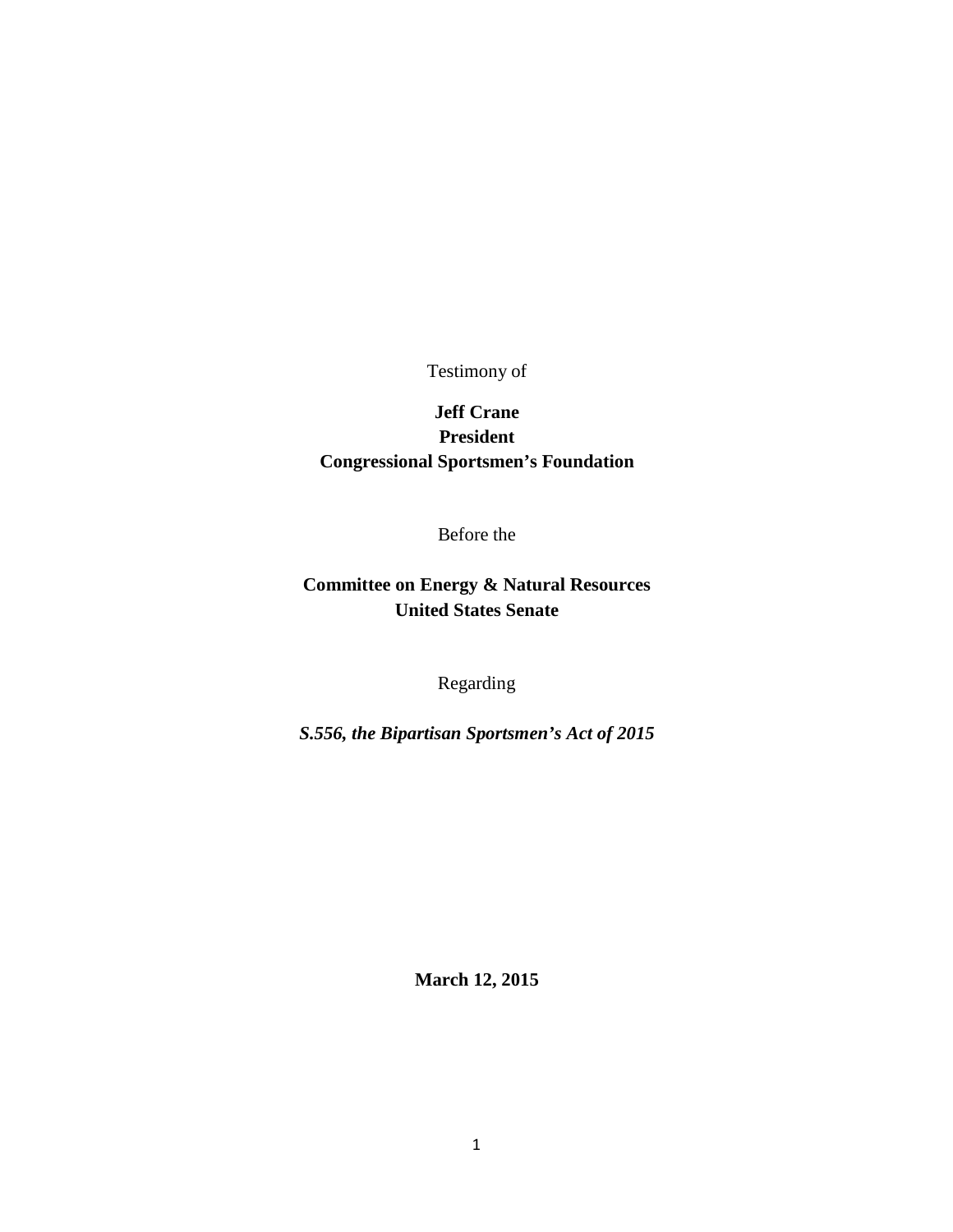Testimony of

**Jeff Crane**
**President**
**Congressional Sportsmen's Foundation**

Before the

**Committee on Energy & Natural Resources**
**United States Senate**

Regarding

***S.556, the Bipartisan Sportsmen's Act of 2015***

**March 12, 2015**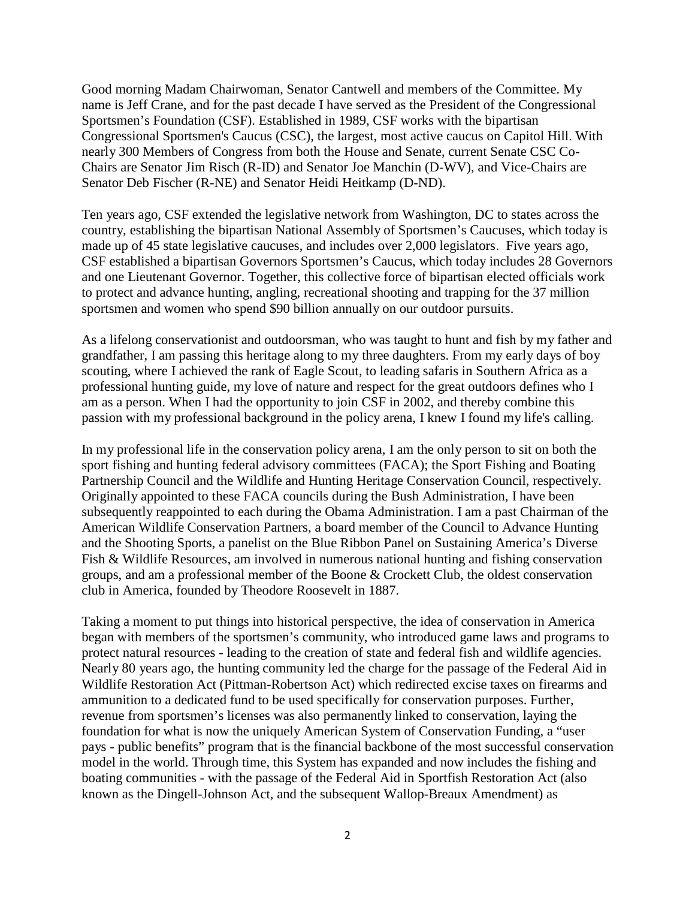Good morning Madam Chairwoman, Senator Cantwell and members of the Committee. My name is Jeff Crane, and for the past decade I have served as the President of the Congressional Sportsmen's Foundation (CSF). Established in 1989, CSF works with the bipartisan Congressional Sportsmen's Caucus (CSC), the largest, most active caucus on Capitol Hill. With nearly 300 Members of Congress from both the House and Senate, current Senate CSC Co-Chairs are Senator Jim Risch (R-ID) and Senator Joe Manchin (D-WV), and Vice-Chairs are Senator Deb Fischer (R-NE) and Senator Heidi Heitkamp (D-ND).

Ten years ago, CSF extended the legislative network from Washington, DC to states across the country, establishing the bipartisan National Assembly of Sportsmen's Caucuses, which today is made up of 45 state legislative caucuses, and includes over 2,000 legislators. Five years ago, CSF established a bipartisan Governors Sportsmen's Caucus, which today includes 28 Governors and one Lieutenant Governor. Together, this collective force of bipartisan elected officials work to protect and advance hunting, angling, recreational shooting and trapping for the 37 million sportsmen and women who spend $90 billion annually on our outdoor pursuits.

As a lifelong conservationist and outdoorsman, who was taught to hunt and fish by my father and grandfather, I am passing this heritage along to my three daughters. From my early days of boy scouting, where I achieved the rank of Eagle Scout, to leading safaris in Southern Africa as a professional hunting guide, my love of nature and respect for the great outdoors defines who I am as a person. When I had the opportunity to join CSF in 2002, and thereby combine this passion with my professional background in the policy arena, I knew I found my life's calling.

In my professional life in the conservation policy arena, I am the only person to sit on both the sport fishing and hunting federal advisory committees (FACA); the Sport Fishing and Boating Partnership Council and the Wildlife and Hunting Heritage Conservation Council, respectively. Originally appointed to these FACA councils during the Bush Administration, I have been subsequently reappointed to each during the Obama Administration. I am a past Chairman of the American Wildlife Conservation Partners, a board member of the Council to Advance Hunting and the Shooting Sports, a panelist on the Blue Ribbon Panel on Sustaining America's Diverse Fish & Wildlife Resources, am involved in numerous national hunting and fishing conservation groups, and am a professional member of the Boone & Crockett Club, the oldest conservation club in America, founded by Theodore Roosevelt in 1887.

Taking a moment to put things into historical perspective, the idea of conservation in America began with members of the sportsmen's community, who introduced game laws and programs to protect natural resources - leading to the creation of state and federal fish and wildlife agencies. Nearly 80 years ago, the hunting community led the charge for the passage of the Federal Aid in Wildlife Restoration Act (Pittman-Robertson Act) which redirected excise taxes on firearms and ammunition to a dedicated fund to be used specifically for conservation purposes. Further, revenue from sportsmen's licenses was also permanently linked to conservation, laying the foundation for what is now the uniquely American System of Conservation Funding, a "user pays - public benefits" program that is the financial backbone of the most successful conservation model in the world. Through time, this System has expanded and now includes the fishing and boating communities - with the passage of the Federal Aid in Sportfish Restoration Act (also known as the Dingell-Johnson Act, and the subsequent Wallop-Breaux Amendment) as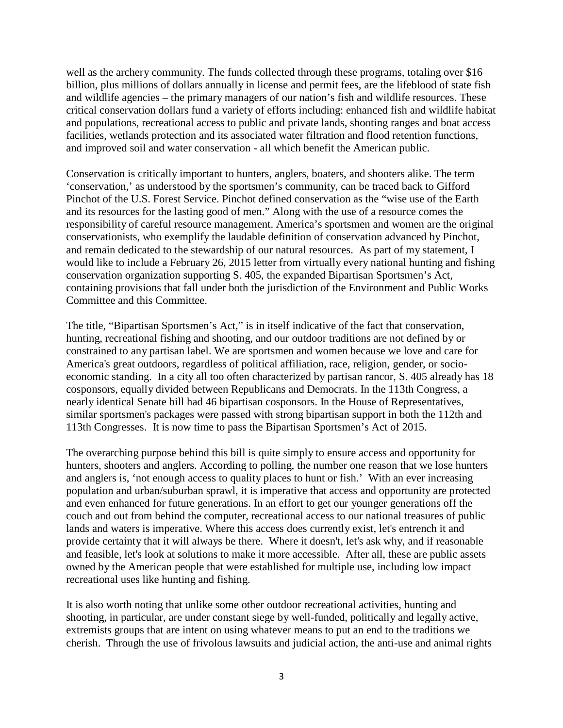well as the archery community. The funds collected through these programs, totaling over $16 billion, plus millions of dollars annually in license and permit fees, are the lifeblood of state fish and wildlife agencies – the primary managers of our nation's fish and wildlife resources. These critical conservation dollars fund a variety of efforts including: enhanced fish and wildlife habitat and populations, recreational access to public and private lands, shooting ranges and boat access facilities, wetlands protection and its associated water filtration and flood retention functions, and improved soil and water conservation - all which benefit the American public.

Conservation is critically important to hunters, anglers, boaters, and shooters alike. The term 'conservation,' as understood by the sportsmen's community, can be traced back to Gifford Pinchot of the U.S. Forest Service. Pinchot defined conservation as the "wise use of the Earth and its resources for the lasting good of men." Along with the use of a resource comes the responsibility of careful resource management. America's sportsmen and women are the original conservationists, who exemplify the laudable definition of conservation advanced by Pinchot, and remain dedicated to the stewardship of our natural resources. As part of my statement, I would like to include a February 26, 2015 letter from virtually every national hunting and fishing conservation organization supporting S. 405, the expanded Bipartisan Sportsmen's Act, containing provisions that fall under both the jurisdiction of the Environment and Public Works Committee and this Committee.

The title, "Bipartisan Sportsmen's Act," is in itself indicative of the fact that conservation, hunting, recreational fishing and shooting, and our outdoor traditions are not defined by or constrained to any partisan label. We are sportsmen and women because we love and care for America's great outdoors, regardless of political affiliation, race, religion, gender, or socio-economic standing. In a city all too often characterized by partisan rancor, S. 405 already has 18 cosponsors, equally divided between Republicans and Democrats. In the 113th Congress, a nearly identical Senate bill had 46 bipartisan cosponsors. In the House of Representatives, similar sportsmen's packages were passed with strong bipartisan support in both the 112th and 113th Congresses. It is now time to pass the Bipartisan Sportsmen's Act of 2015.

The overarching purpose behind this bill is quite simply to ensure access and opportunity for hunters, shooters and anglers. According to polling, the number one reason that we lose hunters and anglers is, 'not enough access to quality places to hunt or fish.' With an ever increasing population and urban/suburban sprawl, it is imperative that access and opportunity are protected and even enhanced for future generations. In an effort to get our younger generations off the couch and out from behind the computer, recreational access to our national treasures of public lands and waters is imperative. Where this access does currently exist, let's entrench it and provide certainty that it will always be there. Where it doesn't, let's ask why, and if reasonable and feasible, let's look at solutions to make it more accessible. After all, these are public assets owned by the American people that were established for multiple use, including low impact recreational uses like hunting and fishing.

It is also worth noting that unlike some other outdoor recreational activities, hunting and shooting, in particular, are under constant siege by well-funded, politically and legally active, extremists groups that are intent on using whatever means to put an end to the traditions we cherish. Through the use of frivolous lawsuits and judicial action, the anti-use and animal rights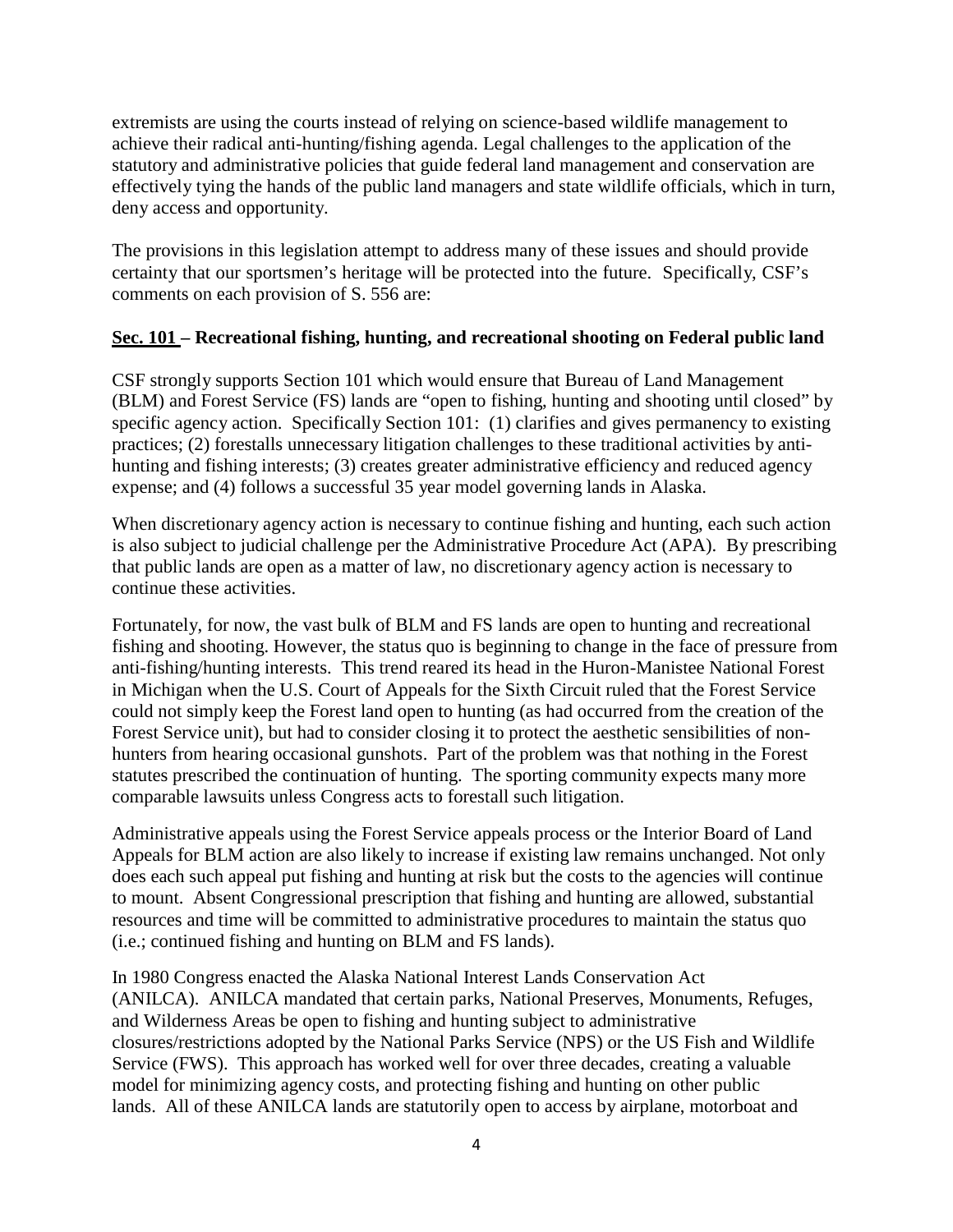extremists are using the courts instead of relying on science-based wildlife management to achieve their radical anti-hunting/fishing agenda. Legal challenges to the application of the statutory and administrative policies that guide federal land management and conservation are effectively tying the hands of the public land managers and state wildlife officials, which in turn, deny access and opportunity.

The provisions in this legislation attempt to address many of these issues and should provide certainty that our sportsmen's heritage will be protected into the future. Specifically, CSF's comments on each provision of S. 556 are:

**<u>Sec. 101</u> – Recreational fishing, hunting, and recreational shooting on Federal public land**

CSF strongly supports Section 101 which would ensure that Bureau of Land Management (BLM) and Forest Service (FS) lands are "open to fishing, hunting and shooting until closed" by specific agency action. Specifically Section 101: (1) clarifies and gives permanency to existing practices; (2) forestalls unnecessary litigation challenges to these traditional activities by anti-hunting and fishing interests; (3) creates greater administrative efficiency and reduced agency expense; and (4) follows a successful 35 year model governing lands in Alaska.

When discretionary agency action is necessary to continue fishing and hunting, each such action is also subject to judicial challenge per the Administrative Procedure Act (APA). By prescribing that public lands are open as a matter of law, no discretionary agency action is necessary to continue these activities.

Fortunately, for now, the vast bulk of BLM and FS lands are open to hunting and recreational fishing and shooting. However, the status quo is beginning to change in the face of pressure from anti-fishing/hunting interests. This trend reared its head in the Huron-Manistee National Forest in Michigan when the U.S. Court of Appeals for the Sixth Circuit ruled that the Forest Service could not simply keep the Forest land open to hunting (as had occurred from the creation of the Forest Service unit), but had to consider closing it to protect the aesthetic sensibilities of non-hunters from hearing occasional gunshots. Part of the problem was that nothing in the Forest statutes prescribed the continuation of hunting. The sporting community expects many more comparable lawsuits unless Congress acts to forestall such litigation.

Administrative appeals using the Forest Service appeals process or the Interior Board of Land Appeals for BLM action are also likely to increase if existing law remains unchanged. Not only does each such appeal put fishing and hunting at risk but the costs to the agencies will continue to mount. Absent Congressional prescription that fishing and hunting are allowed, substantial resources and time will be committed to administrative procedures to maintain the status quo (i.e.; continued fishing and hunting on BLM and FS lands).

In 1980 Congress enacted the Alaska National Interest Lands Conservation Act (ANILCA). ANILCA mandated that certain parks, National Preserves, Monuments, Refuges, and Wilderness Areas be open to fishing and hunting subject to administrative closures/restrictions adopted by the National Parks Service (NPS) or the US Fish and Wildlife Service (FWS). This approach has worked well for over three decades, creating a valuable model for minimizing agency costs, and protecting fishing and hunting on other public lands. All of these ANILCA lands are statutorily open to access by airplane, motorboat and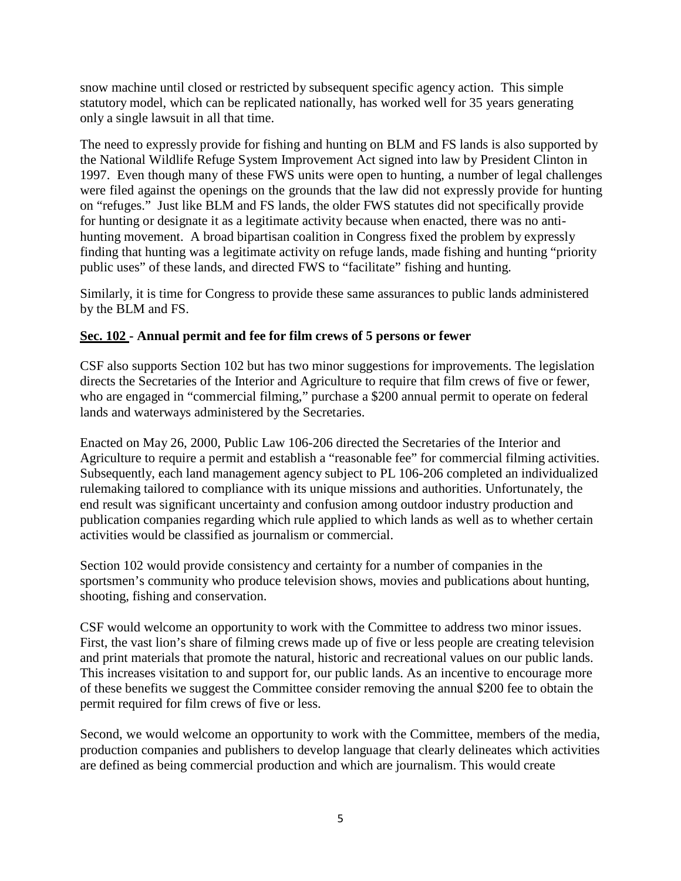snow machine until closed or restricted by subsequent specific agency action. This simple statutory model, which can be replicated nationally, has worked well for 35 years generating only a single lawsuit in all that time.

The need to expressly provide for fishing and hunting on BLM and FS lands is also supported by the National Wildlife Refuge System Improvement Act signed into law by President Clinton in 1997. Even though many of these FWS units were open to hunting, a number of legal challenges were filed against the openings on the grounds that the law did not expressly provide for hunting on "refuges." Just like BLM and FS lands, the older FWS statutes did not specifically provide for hunting or designate it as a legitimate activity because when enacted, there was no anti-hunting movement. A broad bipartisan coalition in Congress fixed the problem by expressly finding that hunting was a legitimate activity on refuge lands, made fishing and hunting "priority public uses" of these lands, and directed FWS to "facilitate" fishing and hunting.

Similarly, it is time for Congress to provide these same assurances to public lands administered by the BLM and FS.

**<u>Sec. 102</u> - Annual permit and fee for film crews of 5 persons or fewer**

CSF also supports Section 102 but has two minor suggestions for improvements. The legislation directs the Secretaries of the Interior and Agriculture to require that film crews of five or fewer, who are engaged in "commercial filming," purchase a $200 annual permit to operate on federal lands and waterways administered by the Secretaries.

Enacted on May 26, 2000, Public Law 106-206 directed the Secretaries of the Interior and Agriculture to require a permit and establish a "reasonable fee" for commercial filming activities. Subsequently, each land management agency subject to PL 106-206 completed an individualized rulemaking tailored to compliance with its unique missions and authorities. Unfortunately, the end result was significant uncertainty and confusion among outdoor industry production and publication companies regarding which rule applied to which lands as well as to whether certain activities would be classified as journalism or commercial.

Section 102 would provide consistency and certainty for a number of companies in the sportsmen's community who produce television shows, movies and publications about hunting, shooting, fishing and conservation.

CSF would welcome an opportunity to work with the Committee to address two minor issues. First, the vast lion's share of filming crews made up of five or less people are creating television and print materials that promote the natural, historic and recreational values on our public lands. This increases visitation to and support for, our public lands. As an incentive to encourage more of these benefits we suggest the Committee consider removing the annual $200 fee to obtain the permit required for film crews of five or less.

Second, we would welcome an opportunity to work with the Committee, members of the media, production companies and publishers to develop language that clearly delineates which activities are defined as being commercial production and which are journalism. This would create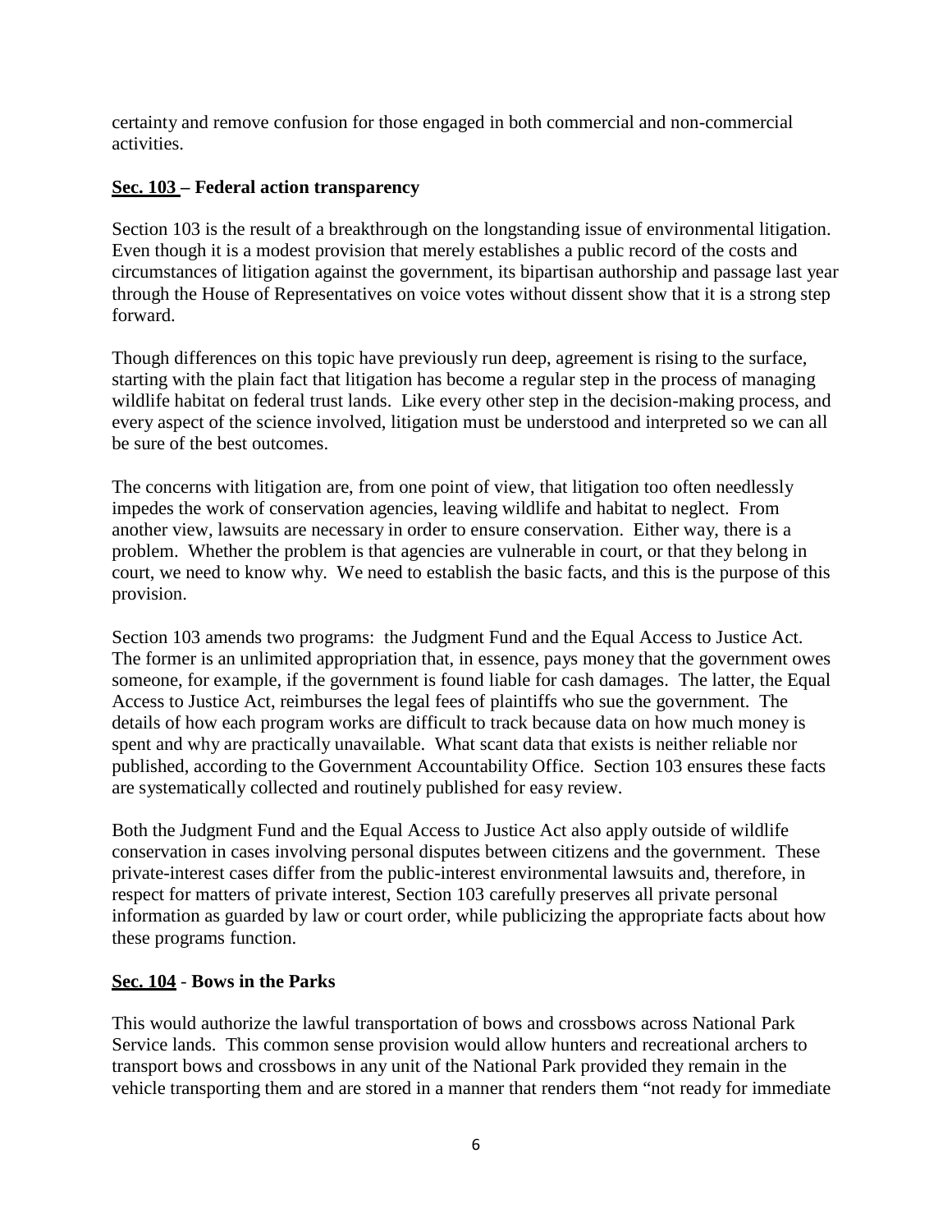certainty and remove confusion for those engaged in both commercial and non-commercial activities.

**<u>Sec. 103</u> – Federal action transparency**

Section 103 is the result of a breakthrough on the longstanding issue of environmental litigation. Even though it is a modest provision that merely establishes a public record of the costs and circumstances of litigation against the government, its bipartisan authorship and passage last year through the House of Representatives on voice votes without dissent show that it is a strong step forward.

Though differences on this topic have previously run deep, agreement is rising to the surface, starting with the plain fact that litigation has become a regular step in the process of managing wildlife habitat on federal trust lands. Like every other step in the decision-making process, and every aspect of the science involved, litigation must be understood and interpreted so we can all be sure of the best outcomes.

The concerns with litigation are, from one point of view, that litigation too often needlessly impedes the work of conservation agencies, leaving wildlife and habitat to neglect. From another view, lawsuits are necessary in order to ensure conservation. Either way, there is a problem. Whether the problem is that agencies are vulnerable in court, or that they belong in court, we need to know why. We need to establish the basic facts, and this is the purpose of this provision.

Section 103 amends two programs: the Judgment Fund and the Equal Access to Justice Act. The former is an unlimited appropriation that, in essence, pays money that the government owes someone, for example, if the government is found liable for cash damages. The latter, the Equal Access to Justice Act, reimburses the legal fees of plaintiffs who sue the government. The details of how each program works are difficult to track because data on how much money is spent and why are practically unavailable. What scant data that exists is neither reliable nor published, according to the Government Accountability Office. Section 103 ensures these facts are systematically collected and routinely published for easy review.

Both the Judgment Fund and the Equal Access to Justice Act also apply outside of wildlife conservation in cases involving personal disputes between citizens and the government. These private-interest cases differ from the public-interest environmental lawsuits and, therefore, in respect for matters of private interest, Section 103 carefully preserves all private personal information as guarded by law or court order, while publicizing the appropriate facts about how these programs function.

**<u>Sec. 104</u> - Bows in the Parks**

This would authorize the lawful transportation of bows and crossbows across National Park Service lands. This common sense provision would allow hunters and recreational archers to transport bows and crossbows in any unit of the National Park provided they remain in the vehicle transporting them and are stored in a manner that renders them "not ready for immediate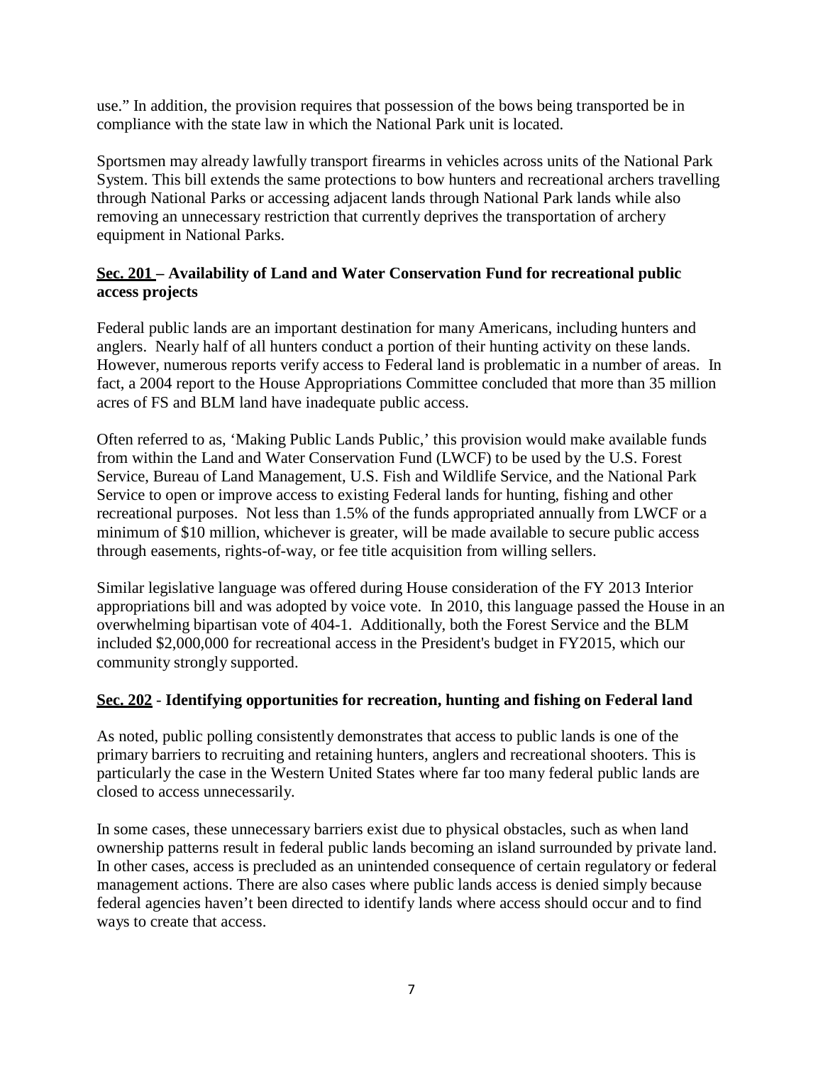use." In addition, the provision requires that possession of the bows being transported be in compliance with the state law in which the National Park unit is located.

Sportsmen may already lawfully transport firearms in vehicles across units of the National Park System. This bill extends the same protections to bow hunters and recreational archers travelling through National Parks or accessing adjacent lands through National Park lands while also removing an unnecessary restriction that currently deprives the transportation of archery equipment in National Parks.

**<u>Sec. 201</u> – Availability of Land and Water Conservation Fund for recreational public access projects**

Federal public lands are an important destination for many Americans, including hunters and anglers. Nearly half of all hunters conduct a portion of their hunting activity on these lands. However, numerous reports verify access to Federal land is problematic in a number of areas. In fact, a 2004 report to the House Appropriations Committee concluded that more than 35 million acres of FS and BLM land have inadequate public access.

Often referred to as, 'Making Public Lands Public,' this provision would make available funds from within the Land and Water Conservation Fund (LWCF) to be used by the U.S. Forest Service, Bureau of Land Management, U.S. Fish and Wildlife Service, and the National Park Service to open or improve access to existing Federal lands for hunting, fishing and other recreational purposes. Not less than 1.5% of the funds appropriated annually from LWCF or a minimum of $10 million, whichever is greater, will be made available to secure public access through easements, rights-of-way, or fee title acquisition from willing sellers.

Similar legislative language was offered during House consideration of the FY 2013 Interior appropriations bill and was adopted by voice vote. In 2010, this language passed the House in an overwhelming bipartisan vote of 404-1. Additionally, both the Forest Service and the BLM included $2,000,000 for recreational access in the President's budget in FY2015, which our community strongly supported.

**<u>Sec. 202</u> - Identifying opportunities for recreation, hunting and fishing on Federal land**

As noted, public polling consistently demonstrates that access to public lands is one of the primary barriers to recruiting and retaining hunters, anglers and recreational shooters. This is particularly the case in the Western United States where far too many federal public lands are closed to access unnecessarily.

In some cases, these unnecessary barriers exist due to physical obstacles, such as when land ownership patterns result in federal public lands becoming an island surrounded by private land. In other cases, access is precluded as an unintended consequence of certain regulatory or federal management actions. There are also cases where public lands access is denied simply because federal agencies haven't been directed to identify lands where access should occur and to find ways to create that access.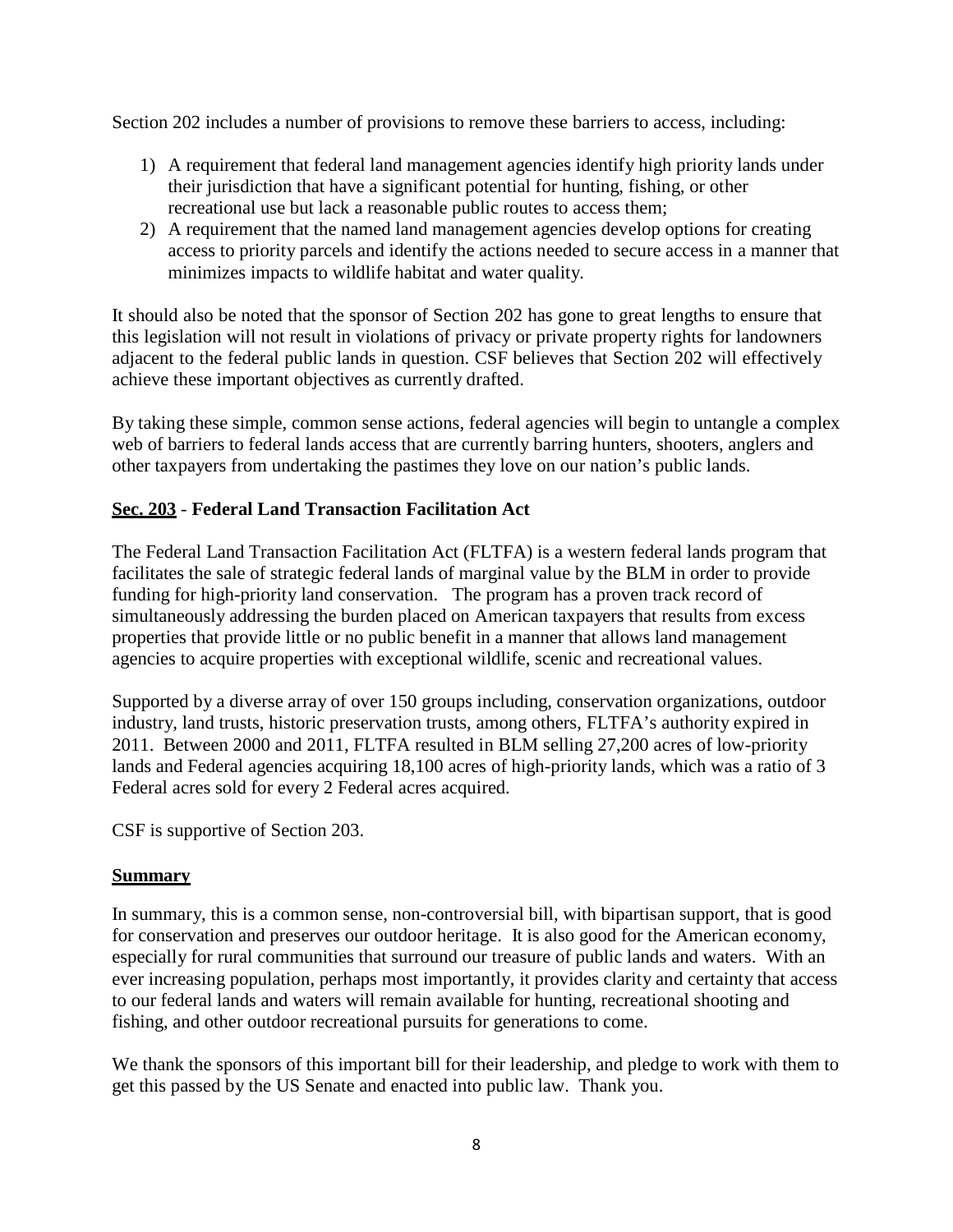Section 202 includes a number of provisions to remove these barriers to access, including:

1) A requirement that federal land management agencies identify high priority lands under their jurisdiction that have a significant potential for hunting, fishing, or other recreational use but lack a reasonable public routes to access them;
2) A requirement that the named land management agencies develop options for creating access to priority parcels and identify the actions needed to secure access in a manner that minimizes impacts to wildlife habitat and water quality.

It should also be noted that the sponsor of Section 202 has gone to great lengths to ensure that this legislation will not result in violations of privacy or private property rights for landowners adjacent to the federal public lands in question. CSF believes that Section 202 will effectively achieve these important objectives as currently drafted.

By taking these simple, common sense actions, federal agencies will begin to untangle a complex web of barriers to federal lands access that are currently barring hunters, shooters, anglers and other taxpayers from undertaking the pastimes they love on our nation's public lands.

**Sec. 203 - Federal Land Transaction Facilitation Act**

The Federal Land Transaction Facilitation Act (FLTFA) is a western federal lands program that facilitates the sale of strategic federal lands of marginal value by the BLM in order to provide funding for high-priority land conservation. The program has a proven track record of simultaneously addressing the burden placed on American taxpayers that results from excess properties that provide little or no public benefit in a manner that allows land management agencies to acquire properties with exceptional wildlife, scenic and recreational values.

Supported by a diverse array of over 150 groups including, conservation organizations, outdoor industry, land trusts, historic preservation trusts, among others, FLTFA's authority expired in 2011. Between 2000 and 2011, FLTFA resulted in BLM selling 27,200 acres of low-priority lands and Federal agencies acquiring 18,100 acres of high-priority lands, which was a ratio of 3 Federal acres sold for every 2 Federal acres acquired.

CSF is supportive of Section 203.

**Summary**

In summary, this is a common sense, non-controversial bill, with bipartisan support, that is good for conservation and preserves our outdoor heritage. It is also good for the American economy, especially for rural communities that surround our treasure of public lands and waters. With an ever increasing population, perhaps most importantly, it provides clarity and certainty that access to our federal lands and waters will remain available for hunting, recreational shooting and fishing, and other outdoor recreational pursuits for generations to come.

We thank the sponsors of this important bill for their leadership, and pledge to work with them to get this passed by the US Senate and enacted into public law. Thank you.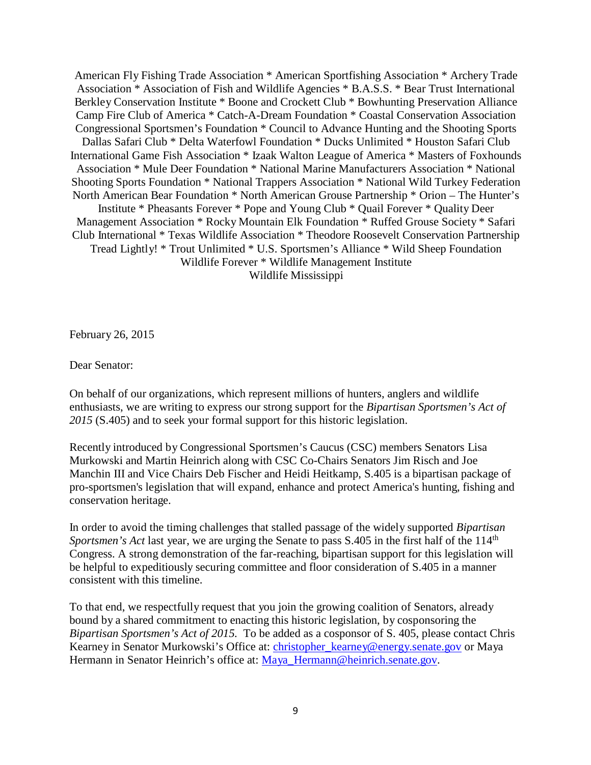American Fly Fishing Trade Association * American Sportfishing Association * Archery Trade Association * Association of Fish and Wildlife Agencies * B.A.S.S. * Bear Trust International Berkley Conservation Institute * Boone and Crockett Club * Bowhunting Preservation Alliance Camp Fire Club of America * Catch-A-Dream Foundation * Coastal Conservation Association Congressional Sportsmen's Foundation * Council to Advance Hunting and the Shooting Sports Dallas Safari Club * Delta Waterfowl Foundation * Ducks Unlimited * Houston Safari Club International Game Fish Association * Izaak Walton League of America * Masters of Foxhounds Association * Mule Deer Foundation * National Marine Manufacturers Association * National Shooting Sports Foundation * National Trappers Association * National Wild Turkey Federation North American Bear Foundation * North American Grouse Partnership * Orion – The Hunter's Institute * Pheasants Forever * Pope and Young Club * Quail Forever * Quality Deer Management Association * Rocky Mountain Elk Foundation * Ruffed Grouse Society * Safari Club International * Texas Wildlife Association * Theodore Roosevelt Conservation Partnership Tread Lightly! * Trout Unlimited * U.S. Sportsmen's Alliance * Wild Sheep Foundation Wildlife Forever * Wildlife Management Institute Wildlife Mississippi

February 26, 2015

Dear Senator:

On behalf of our organizations, which represent millions of hunters, anglers and wildlife enthusiasts, we are writing to express our strong support for the *Bipartisan Sportsmen's Act of 2015* (S.405) and to seek your formal support for this historic legislation.

Recently introduced by Congressional Sportsmen's Caucus (CSC) members Senators Lisa Murkowski and Martin Heinrich along with CSC Co-Chairs Senators Jim Risch and Joe Manchin III and Vice Chairs Deb Fischer and Heidi Heitkamp, S.405 is a bipartisan package of pro-sportsmen's legislation that will expand, enhance and protect America's hunting, fishing and conservation heritage.

In order to avoid the timing challenges that stalled passage of the widely supported *Bipartisan Sportsmen's Act* last year, we are urging the Senate to pass S.405 in the first half of the 114th Congress. A strong demonstration of the far-reaching, bipartisan support for this legislation will be helpful to expeditiously securing committee and floor consideration of S.405 in a manner consistent with this timeline.

To that end, we respectfully request that you join the growing coalition of Senators, already bound by a shared commitment to enacting this historic legislation, by cosponsoring the *Bipartisan Sportsmen's Act of 2015.* To be added as a cosponsor of S. 405, please contact Chris Kearney in Senator Murkowski's Office at: christopher_kearney@energy.senate.gov or Maya Hermann in Senator Heinrich's office at: Maya_Hermann@heinrich.senate.gov.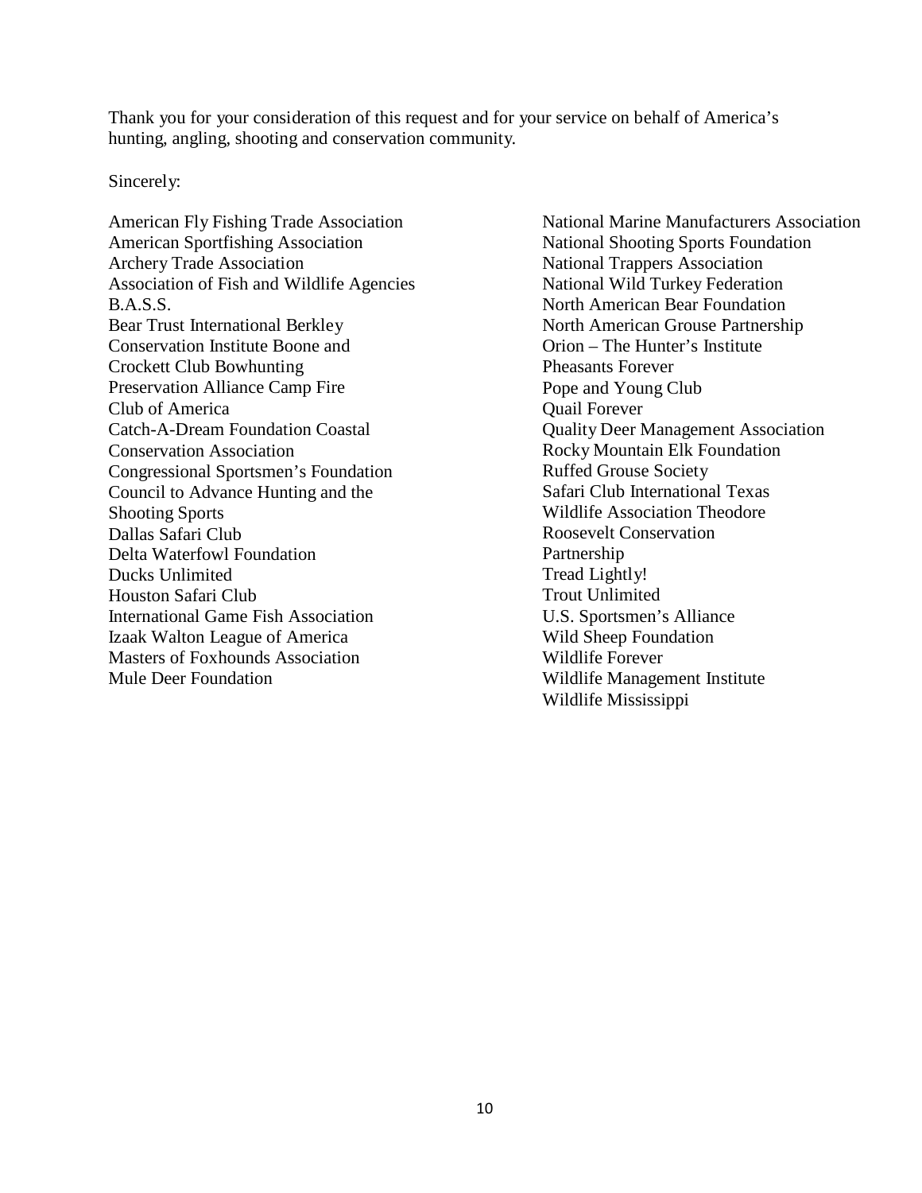Thank you for your consideration of this request and for your service on behalf of America's hunting, angling, shooting and conservation community.

Sincerely:

American Fly Fishing Trade Association
American Sportfishing Association
Archery Trade Association
Association of Fish and Wildlife Agencies
B.A.S.S.
Bear Trust International Berkley
Conservation Institute Boone and
Crockett Club Bowhunting
Preservation Alliance Camp Fire
Club of America
Catch-A-Dream Foundation Coastal
Conservation Association
Congressional Sportsmen's Foundation
Council to Advance Hunting and the
Shooting Sports
Dallas Safari Club
Delta Waterfowl Foundation
Ducks Unlimited
Houston Safari Club
International Game Fish Association
Izaak Walton League of America
Masters of Foxhounds Association
Mule Deer Foundation
National Marine Manufacturers Association
National Shooting Sports Foundation
National Trappers Association
National Wild Turkey Federation
North American Bear Foundation
North American Grouse Partnership
Orion – The Hunter's Institute
Pheasants Forever
Pope and Young Club
Quail Forever
Quality Deer Management Association
Rocky Mountain Elk Foundation
Ruffed Grouse Society
Safari Club International Texas
Wildlife Association Theodore
Roosevelt Conservation
Partnership
Tread Lightly!
Trout Unlimited
U.S. Sportsmen's Alliance
Wild Sheep Foundation
Wildlife Forever
Wildlife Management Institute
Wildlife Mississippi